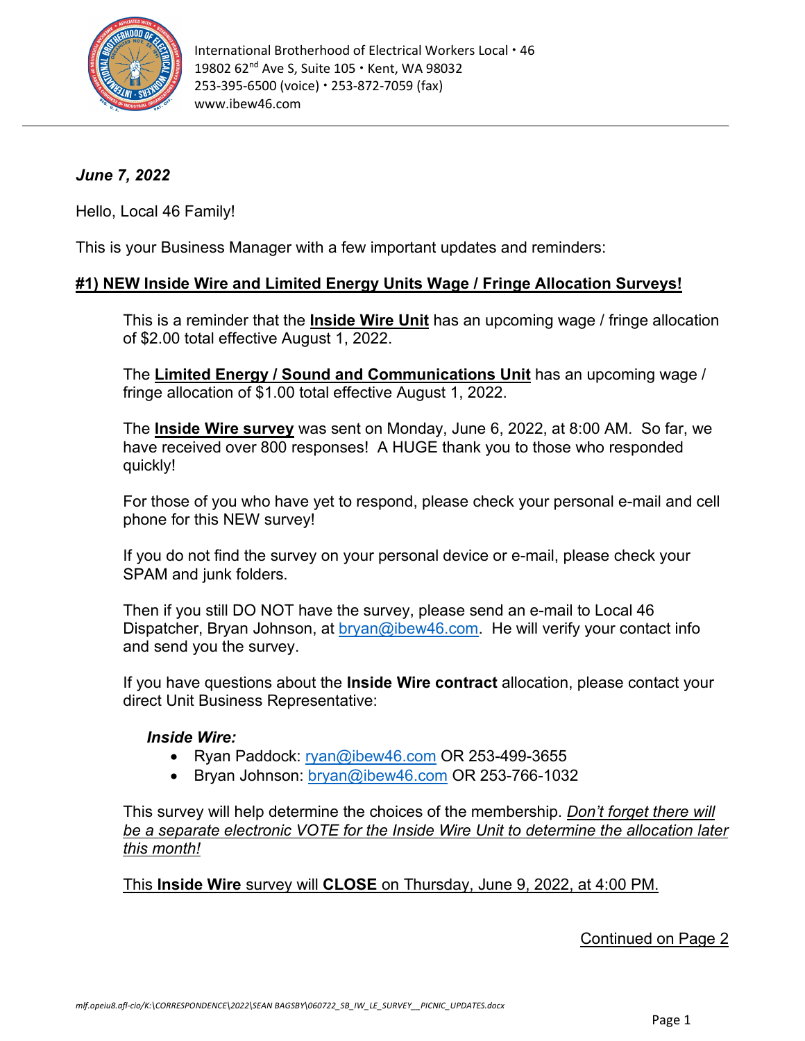International Brotherhood of Electrical Workers Local • 46
19802 62nd Ave S, Suite 105 • Kent, WA 98032
253-395-6500 (voice) • 253-872-7059 (fax)
www.ibew46.com

***June 7, 2022***

Hello, Local 46 Family!

This is your Business Manager with a few important updates and reminders:

## <u>#1) NEW Inside Wire and Limited Energy Units Wage / Fringe Allocation Surveys!</u>

This is a reminder that the <u>**Inside Wire Unit**</u> has an upcoming wage / fringe allocation of $2.00 total effective August 1, 2022.

The <u>**Limited Energy / Sound and Communications Unit**</u> has an upcoming wage / fringe allocation of $1.00 total effective August 1, 2022.

The <u>**Inside Wire survey**</u> was sent on Monday, June 6, 2022, at 8:00 AM. So far, we have received over 800 responses! A HUGE thank you to those who responded quickly!

For those of you who have yet to respond, please check your personal e-mail and cell phone for this NEW survey!

If you do not find the survey on your personal device or e-mail, please check your SPAM and junk folders.

Then if you still DO NOT have the survey, please send an e-mail to Local 46 Dispatcher, Bryan Johnson, at bryan@ibew46.com. He will verify your contact info and send you the survey.

If you have questions about the **Inside Wire contract** allocation, please contact your direct Unit Business Representative:

***Inside Wire:***

- Ryan Paddock: ryan@ibew46.com OR 253-499-3655
- Bryan Johnson: bryan@ibew46.com OR 253-766-1032

This survey will help determine the choices of the membership. <u>*Don't forget there will be a separate electronic VOTE for the Inside Wire Unit to determine the allocation later this month!*</u>

<u>This **Inside Wire** survey will **CLOSE** on Thursday, June 9, 2022, at 4:00 PM.</u>

<u>Continued on Page 2</u>

mlf.opeiu8.afl-cio/K:\CORRESPONDENCE\2022\SEAN BAGSBY\060722_SB_IW_LE_SURVEY__PICNIC_UPDATES.docx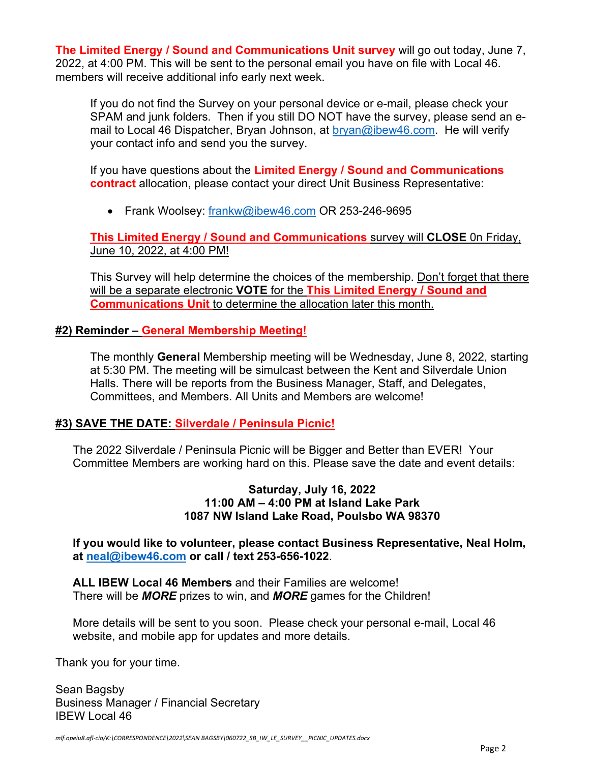**The Limited Energy / Sound and Communications Unit survey** will go out today, June 7, 2022, at 4:00 PM. This will be sent to the personal email you have on file with Local 46. members will receive additional info early next week.

If you do not find the Survey on your personal device or e-mail, please check your SPAM and junk folders. Then if you still DO NOT have the survey, please send an e-mail to Local 46 Dispatcher, Bryan Johnson, at bryan@ibew46.com. He will verify your contact info and send you the survey.

If you have questions about the **Limited Energy / Sound and Communications contract** allocation, please contact your direct Unit Business Representative:

- Frank Woolsey: frankw@ibew46.com OR 253-246-9695

**This Limited Energy / Sound and Communications** survey will **CLOSE** 0n Friday, June 10, 2022, at 4:00 PM!

This Survey will help determine the choices of the membership. Don't forget that there will be a separate electronic **VOTE** for the **This Limited Energy / Sound and Communications Unit** to determine the allocation later this month.

## #2) Reminder – General Membership Meeting!

The monthly **General** Membership meeting will be Wednesday, June 8, 2022, starting at 5:30 PM. The meeting will be simulcast between the Kent and Silverdale Union Halls. There will be reports from the Business Manager, Staff, and Delegates, Committees, and Members. All Units and Members are welcome!

## #3) SAVE THE DATE: Silverdale / Peninsula Picnic!

The 2022 Silverdale / Peninsula Picnic will be Bigger and Better than EVER! Your Committee Members are working hard on this. Please save the date and event details:

**Saturday, July 16, 2022**
**11:00 AM – 4:00 PM at Island Lake Park**
**1087 NW Island Lake Road, Poulsbo WA 98370**

**If you would like to volunteer, please contact Business Representative, Neal Holm, at neal@ibew46.com or call / text 253-656-1022**.

**ALL IBEW Local 46 Members** and their Families are welcome!
There will be ***MORE*** prizes to win, and ***MORE*** games for the Children!

More details will be sent to you soon. Please check your personal e-mail, Local 46 website, and mobile app for updates and more details.

Thank you for your time.

Sean Bagsby
Business Manager / Financial Secretary
IBEW Local 46

*mlf.opeiu8.afl-cio/K:\CORRESPONDENCE\2022\SEAN BAGSBY\060722_SB_IW_LE_SURVEY__PICNIC_UPDATES.docx*